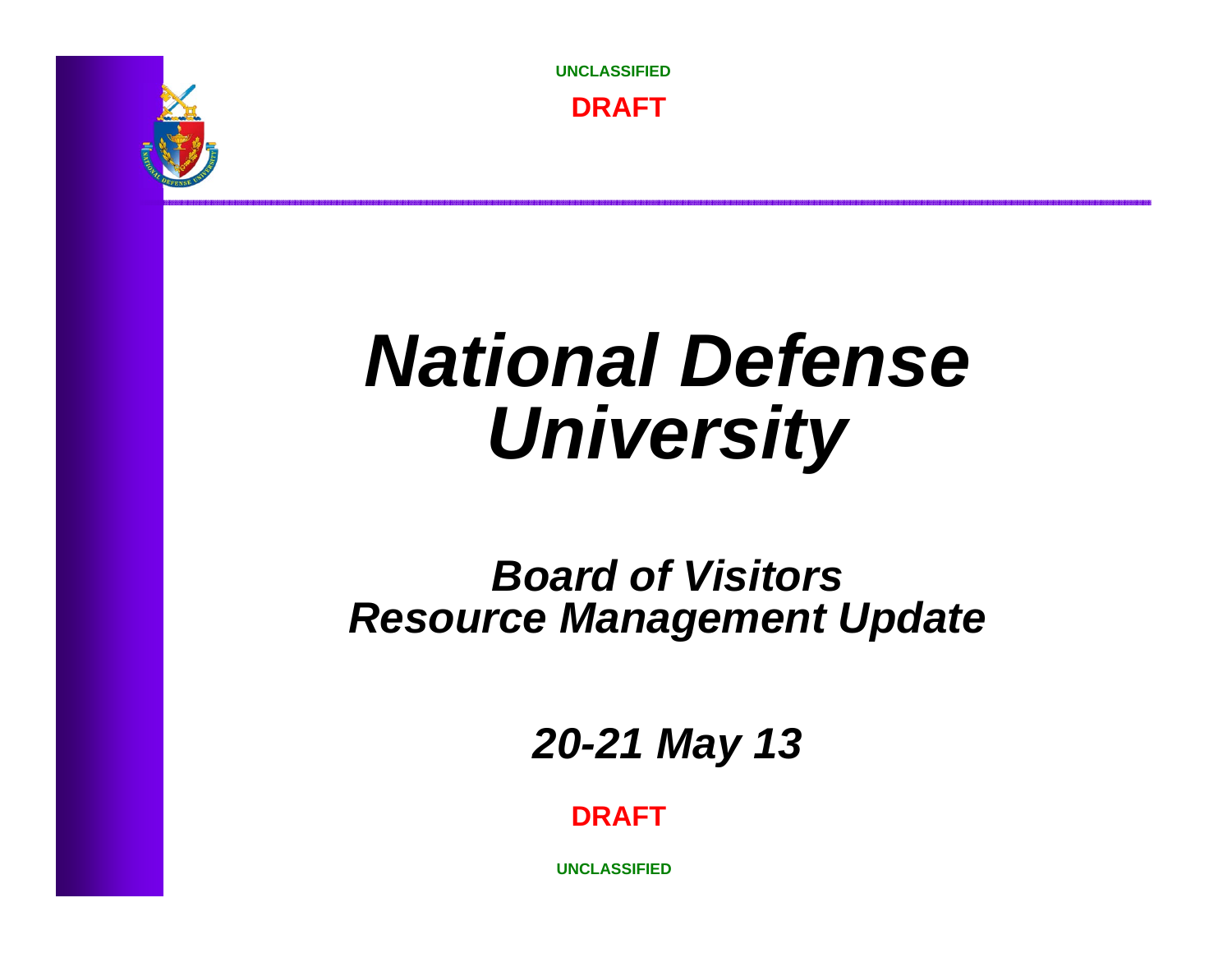UNCLASSIFIED

DRAFT

# *National Defense University*

## *Board of Visitors Resource Management Update*

***20-21 May 13***

DRAFT

UNCLASSIFIED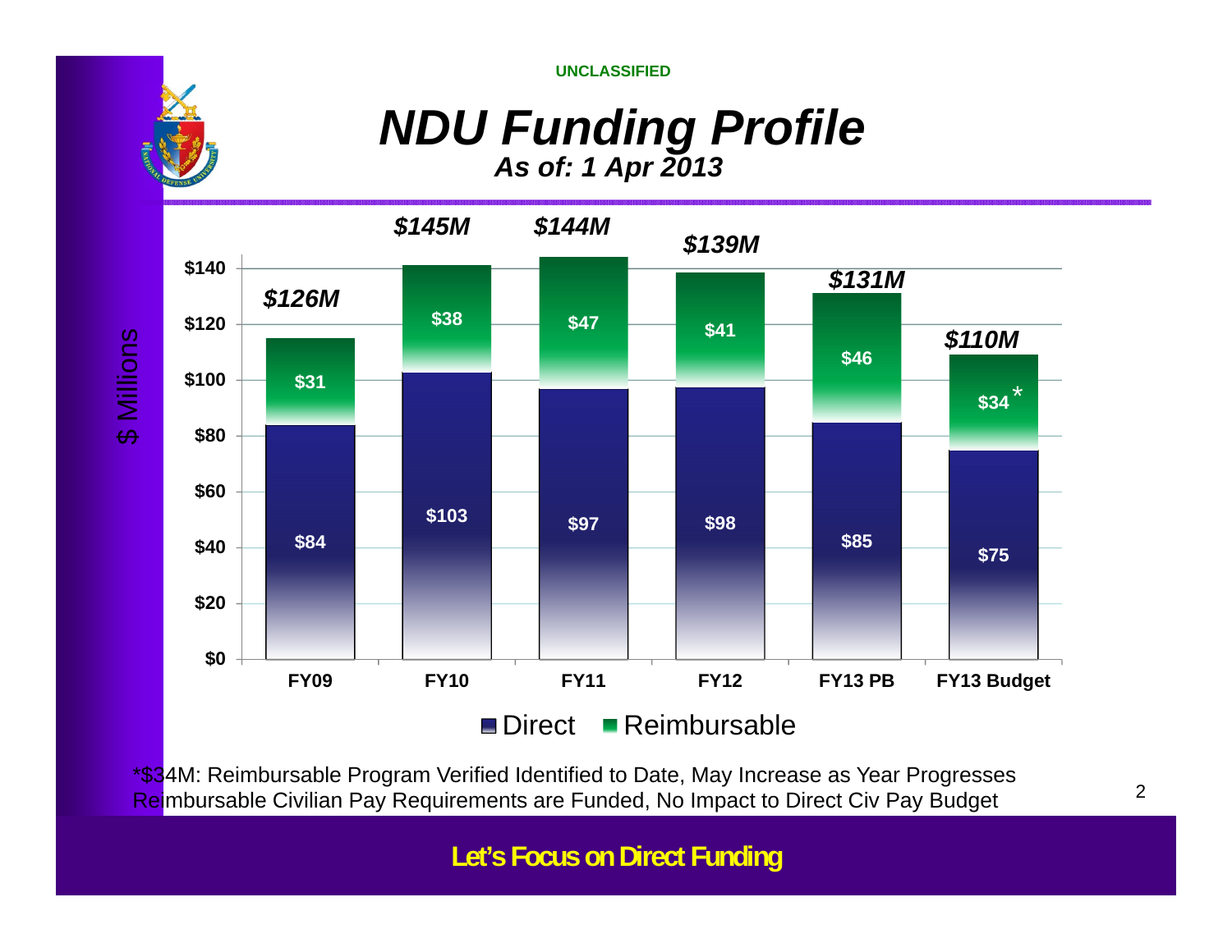UNCLASSIFIED

# *NDU Funding Profile*

***As of: 1 Apr 2013***

| | FY09 | FY10 | FY11 | FY12 | FY13 PB | FY13 Budget |
|---|---|---|---|---|---|---|
| Direct | $84 | $103 | $97 | $98 | $85 | $75 |
| Reimbursable | $31 | $38 | $47 | $41 | $46 | $34* |
| Total | *$126M* | *$145M* | *$144M* | *$139M* | *$131M* | *$110M* |

*$34M: Reimbursable Program Verified Identified to Date, May Increase as Year Progresses
Reimbursable Civilian Pay Requirements are Funded, No Impact to Direct Civ Pay Budget

**Let's Focus on Direct Funding**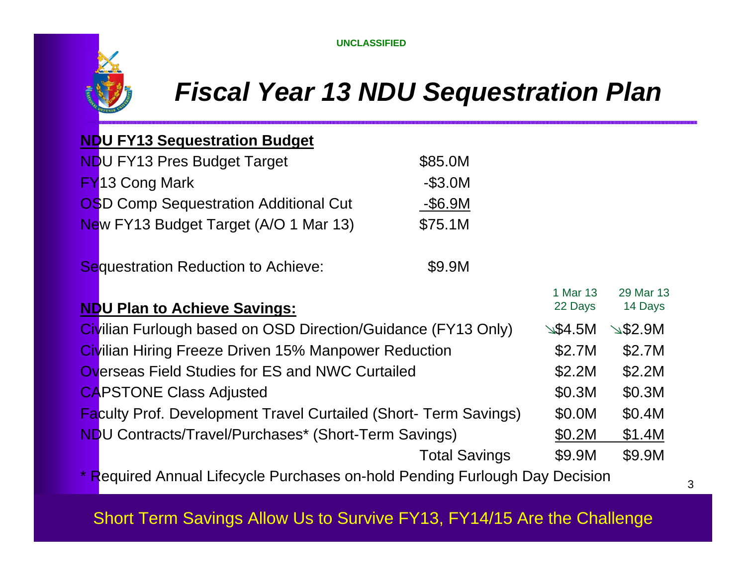UNCLASSIFIED

# Fiscal Year 13 NDU Sequestration Plan

**NDU FY13 Sequestration Budget**

| | |
|---|---|
| NDU FY13 Pres Budget Target | $85.0M |
| FY13 Cong Mark | -$3.0M |
| OSD Comp Sequestration Additional Cut | -$6.9M |
| New FY13 Budget Target (A/O 1 Mar 13) | $75.1M |

Sequestration Reduction to Achieve: $9.9M

| **NDU Plan to Achieve Savings:** | 1 Mar 13 22 Days | 29 Mar 13 14 Days |
|---|---|---|
| Civilian Furlough based on OSD Direction/Guidance (FY13 Only) | ↘$4.5M | ↘$2.9M |
| Civilian Hiring Freeze Driven 15% Manpower Reduction | $2.7M | $2.7M |
| Overseas Field Studies for ES and NWC Curtailed | $2.2M | $2.2M |
| CAPSTONE Class Adjusted | $0.3M | $0.3M |
| Faculty Prof. Development Travel Curtailed (Short- Term Savings) | $0.0M | $0.4M |
| NDU Contracts/Travel/Purchases* (Short-Term Savings) | $0.2M | $1.4M |
| Total Savings | $9.9M | $9.9M |

* Required Annual Lifecycle Purchases on-hold Pending Furlough Day Decision

Short Term Savings Allow Us to Survive FY13, FY14/15 Are the Challenge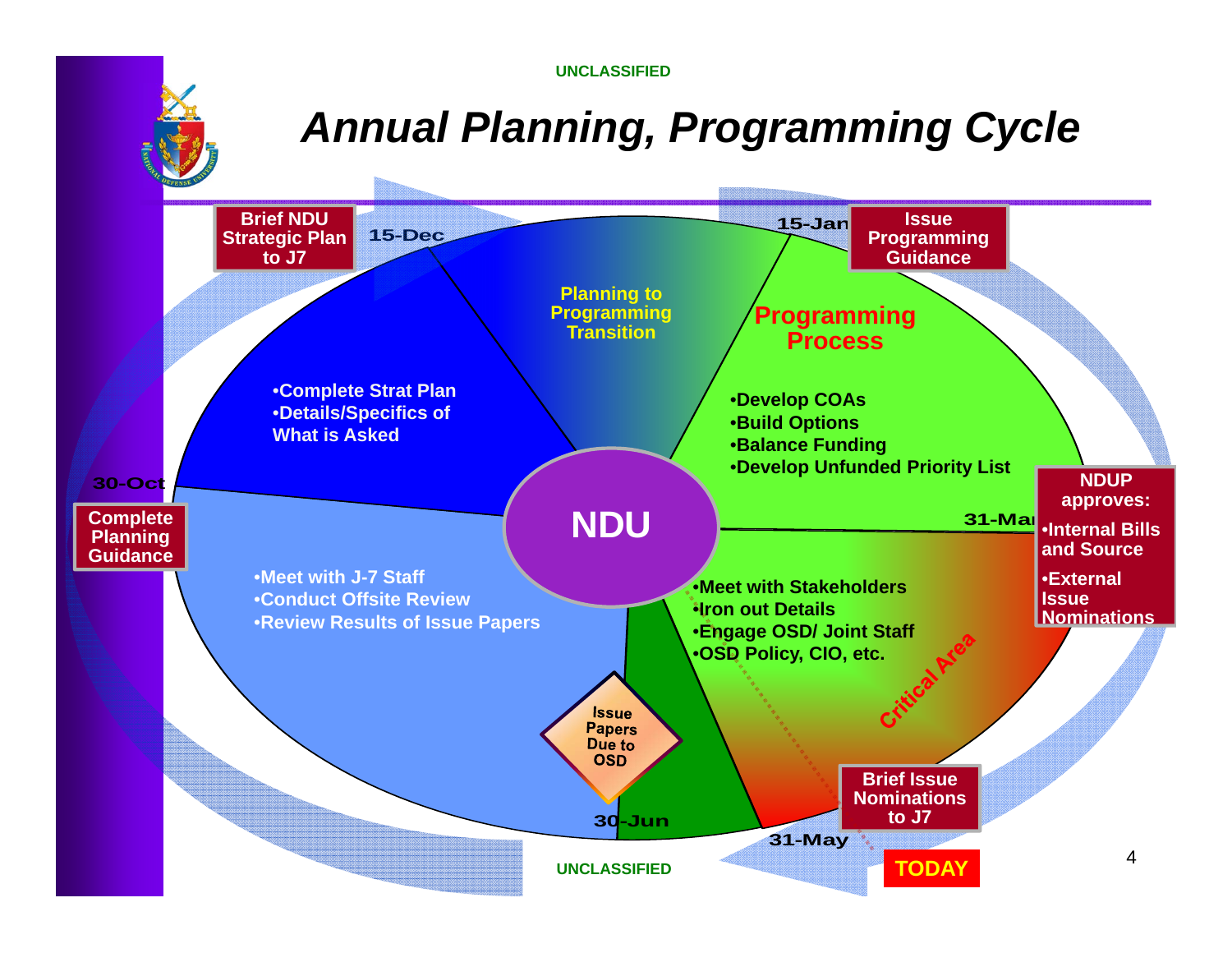# Annual Planning, Programming Cycle

**Brief NDU Strategic Plan to J7** — 15-Dec

**Issue Programming Guidance** — 15-Jan

**Planning to Programming Transition**

**Programming Process**

- Develop COAs
- Build Options
- Balance Funding
- Develop Unfunded Priority List

**NDUP approves:** — 31-Mar

- Internal Bills and Source
- External Issue Nominations

- Meet with Stakeholders
- Iron out Details
- Engage OSD/ Joint Staff
- OSD Policy, CIO, etc.

Critical Area

**Brief Issue Nominations to J7** — 31-May

**TODAY**

**Issue Papers Due to OSD** — 30-Jun

- Meet with J-7 Staff
- Conduct Offsite Review
- Review Results of Issue Papers

**Complete Planning Guidance** — 30-Oct

- Complete Strat Plan
- Details/Specifics of What is Asked

**NDU**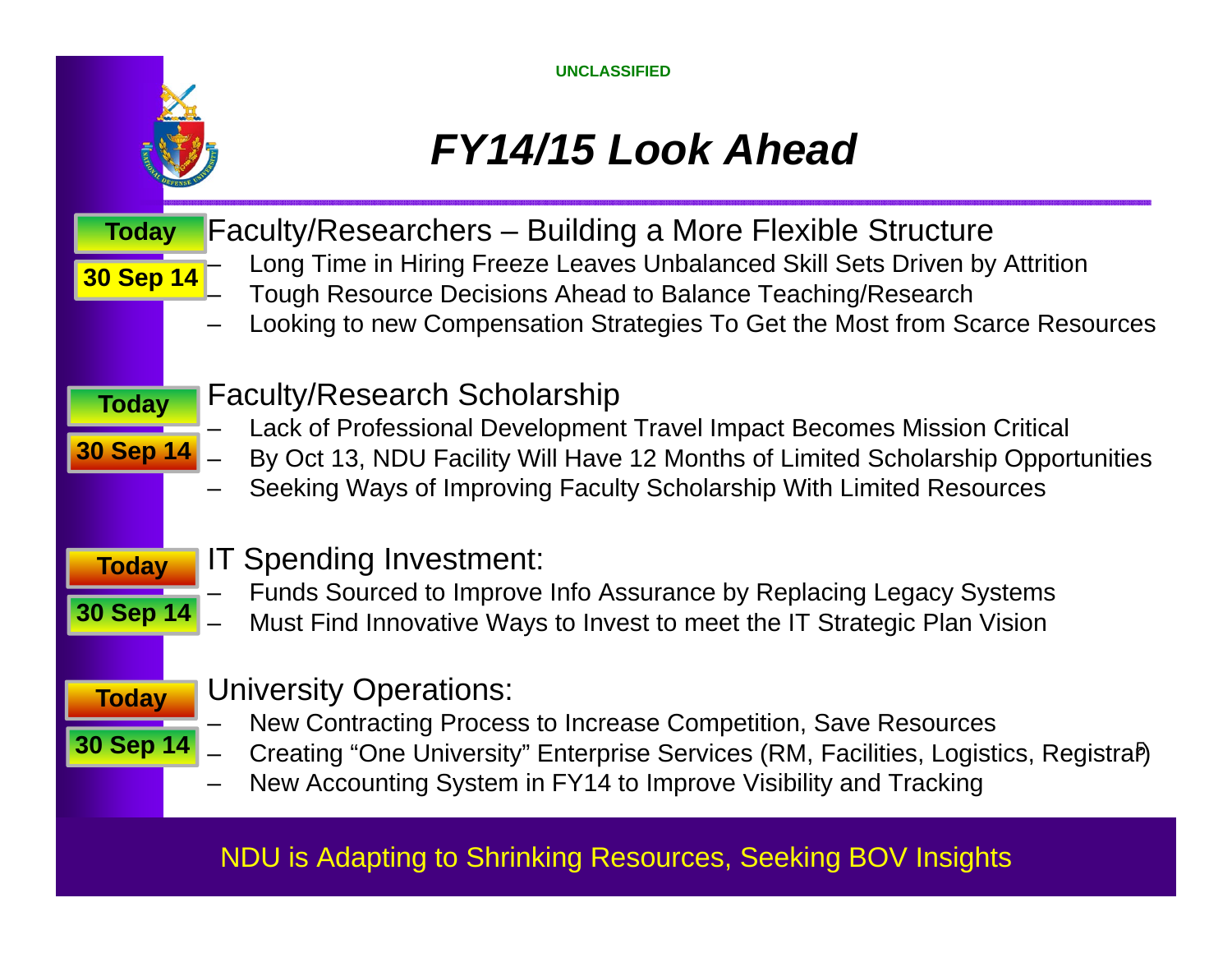UNCLASSIFIED

# FY14/15 Look Ahead

**Today** | **30 Sep 14**

## Faculty/Researchers – Building a More Flexible Structure

- Long Time in Hiring Freeze Leaves Unbalanced Skill Sets Driven by Attrition
- Tough Resource Decisions Ahead to Balance Teaching/Research
- Looking to new Compensation Strategies To Get the Most from Scarce Resources

**Today** | **30 Sep 14**

## Faculty/Research Scholarship

- Lack of Professional Development Travel Impact Becomes Mission Critical
- By Oct 13, NDU Facility Will Have 12 Months of Limited Scholarship Opportunities
- Seeking Ways of Improving Faculty Scholarship With Limited Resources

**Today** | **30 Sep 14**

## IT Spending Investment:

- Funds Sourced to Improve Info Assurance by Replacing Legacy Systems
- Must Find Innovative Ways to Invest to meet the IT Strategic Plan Vision

**Today** | **30 Sep 14**

## University Operations:

- New Contracting Process to Increase Competition, Save Resources
- Creating "One University" Enterprise Services (RM, Facilities, Logistics, Registrar)
- New Accounting System in FY14 to Improve Visibility and Tracking

NDU is Adapting to Shrinking Resources, Seeking BOV Insights